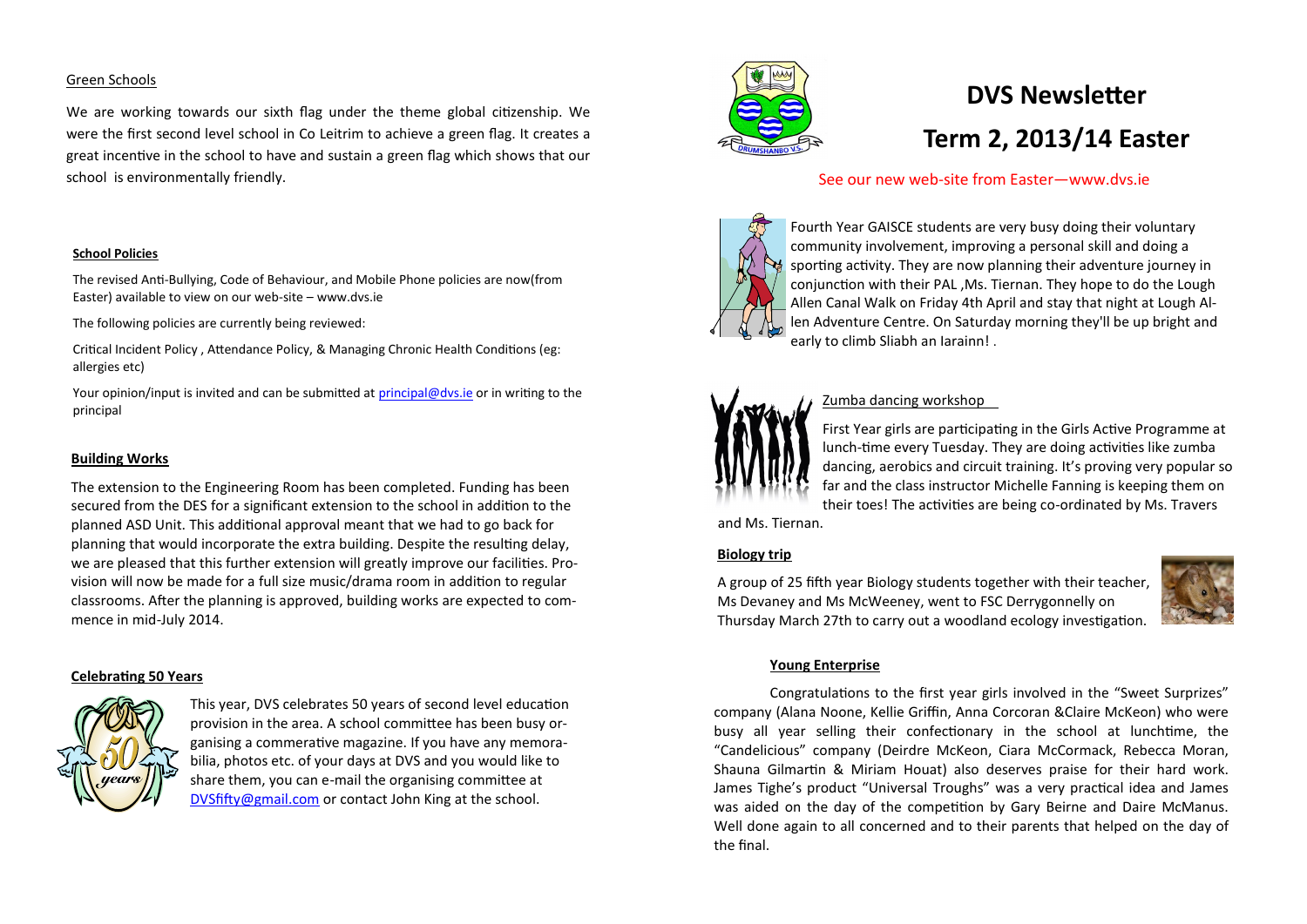# DVS Newsletter

# Term 2, 2013/14 Easter

See our new web-site from Easter—www.dvs.ie

Fourth Year GAISCE students are very busy doing their voluntary community involvement, improving a personal skill and doing a sporting activity. They are now planning their adventure journey in conjunction with their PAL ,Ms. Tiernan. They hope to do the Lough Allen Canal Walk on Friday 4th April and stay that night at Lough Allen Adventure Centre. On Saturday morning they'll be up bright and early to climb Sliabh an Iarainn! .

## Zumba dancing workshop

First Year girls are participating in the Girls Active Programme at lunch-time every Tuesday. They are doing activities like zumba dancing, aerobics and circuit training. It's proving very popular so far and the class instructor Michelle Fanning is keeping them on their toes! The activities are being co-ordinated by Ms. Travers and Ms. Tiernan.

## Biology trip

A group of 25 fifth year Biology students together with their teacher, Ms Devaney and Ms McWeeney, went to FSC Derrygonnelly on Thursday March 27th to carry out a woodland ecology investigation.

## Young Enterprise

Congratulations to the first year girls involved in the "Sweet Surprizes" company (Alana Noone, Kellie Griffin, Anna Corcoran &Claire McKeon) who were busy all year selling their confectionary in the school at lunchtime, the "Candelicious" company (Deirdre McKeon, Ciara McCormack, Rebecca Moran, Shauna Gilmartin & Miriam Houat) also deserves praise for their hard work. James Tighe's product "Universal Troughs" was a very practical idea and James was aided on the day of the competition by Gary Beirne and Daire McManus. Well done again to all concerned and to their parents that helped on the day of the final.

## Green Schools

We are working towards our sixth flag under the theme global citizenship. We were the first second level school in Co Leitrim to achieve a green flag. It creates a great incentive in the school to have and sustain a green flag which shows that our school is environmentally friendly.

## School Policies

The revised Anti-Bullying, Code of Behaviour, and Mobile Phone policies are now(from Easter) available to view on our web-site – www.dvs.ie

The following policies are currently being reviewed:

Critical Incident Policy , Attendance Policy, & Managing Chronic Health Conditions (eg: allergies etc)

Your opinion/input is invited and can be submitted at principal@dvs.ie or in writing to the principal

## Building Works

The extension to the Engineering Room has been completed. Funding has been secured from the DES for a significant extension to the school in addition to the planned ASD Unit. This additional approval meant that we had to go back for planning that would incorporate the extra building. Despite the resulting delay, we are pleased that this further extension will greatly improve our facilities. Provision will now be made for a full size music/drama room in addition to regular classrooms. After the planning is approved, building works are expected to commence in mid-July 2014.

## Celebrating 50 Years

This year, DVS celebrates 50 years of second level education provision in the area. A school committee has been busy organising a commerative magazine. If you have any memorabilia, photos etc. of your days at DVS and you would like to share them, you can e-mail the organising committee at DVSfifty@gmail.com or contact John King at the school.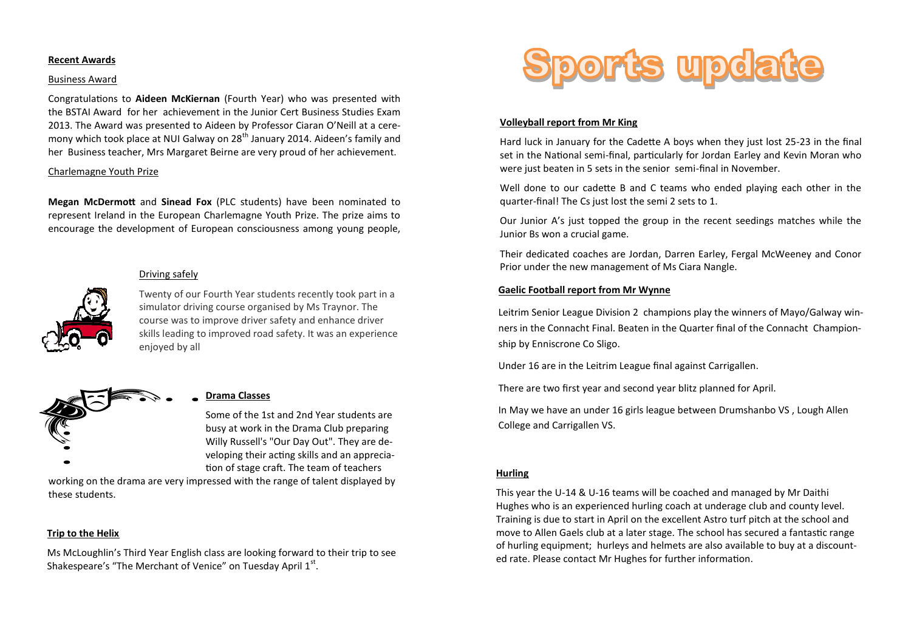## Recent Awards

### Business Award

Congratulations to **Aideen McKiernan** (Fourth Year) who was presented with the BSTAI Award for her achievement in the Junior Cert Business Studies Exam 2013. The Award was presented to Aideen by Professor Ciaran O'Neill at a ceremony which took place at NUI Galway on 28th January 2014. Aideen's family and her Business teacher, Mrs Margaret Beirne are very proud of her achievement.

### Charlemagne Youth Prize

**Megan McDermott** and **Sinead Fox** (PLC students) have been nominated to represent Ireland in the European Charlemagne Youth Prize. The prize aims to encourage the development of European consciousness among young people,

### Driving safely

Twenty of our Fourth Year students recently took part in a simulator driving course organised by Ms Traynor. The course was to improve driver safety and enhance driver skills leading to improved road safety. It was an experience enjoyed by all

### Drama Classes

Some of the 1st and 2nd Year students are busy at work in the Drama Club preparing Willy Russell's "Our Day Out". They are developing their acting skills and an appreciation of stage craft. The team of teachers working on the drama are very impressed with the range of talent displayed by these students.

### Trip to the Helix

Ms McLoughlin's Third Year English class are looking forward to their trip to see Shakespeare's "The Merchant of Venice" on Tuesday April 1st.

# Sports update

### Volleyball report from Mr King

Hard luck in January for the Cadette A boys when they just lost 25-23 in the final set in the National semi-final, particularly for Jordan Earley and Kevin Moran who were just beaten in 5 sets in the senior semi-final in November.

Well done to our cadette B and C teams who ended playing each other in the quarter-final! The Cs just lost the semi 2 sets to 1.

Our Junior A's just topped the group in the recent seedings matches while the Junior Bs won a crucial game.

Their dedicated coaches are Jordan, Darren Earley, Fergal McWeeney and Conor Prior under the new management of Ms Ciara Nangle.

### Gaelic Football report from Mr Wynne

Leitrim Senior League Division 2 champions play the winners of Mayo/Galway winners in the Connacht Final. Beaten in the Quarter final of the Connacht Championship by Enniscrone Co Sligo.

Under 16 are in the Leitrim League final against Carrigallen.

There are two first year and second year blitz planned for April.

In May we have an under 16 girls league between Drumshanbo VS , Lough Allen College and Carrigallen VS.

### Hurling

This year the U-14 & U-16 teams will be coached and managed by Mr Daithi Hughes who is an experienced hurling coach at underage club and county level. Training is due to start in April on the excellent Astro turf pitch at the school and move to Allen Gaels club at a later stage. The school has secured a fantastic range of hurling equipment; hurleys and helmets are also available to buy at a discounted rate. Please contact Mr Hughes for further information.